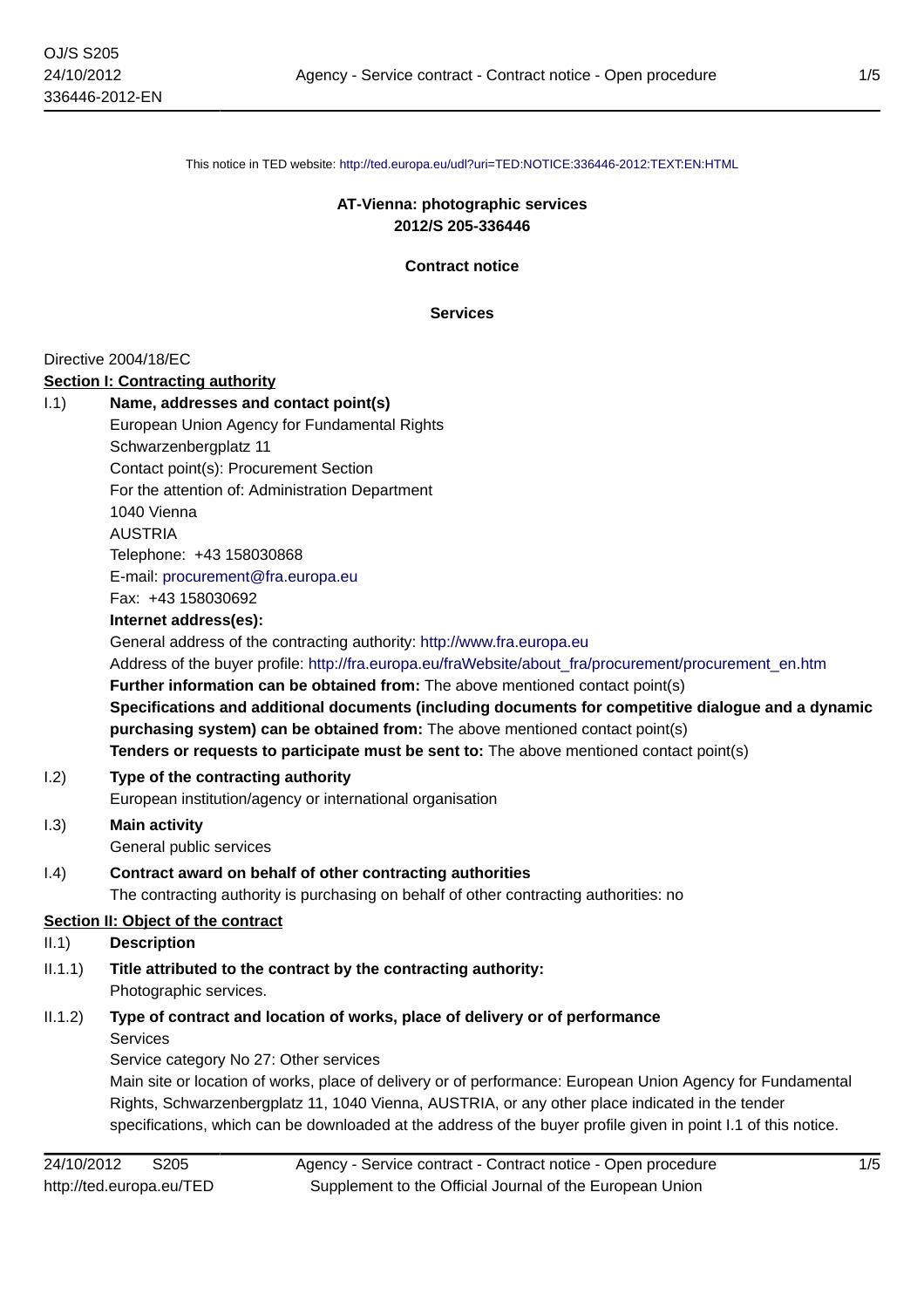This notice in TED website: http://ted.europa.eu/udl?uri=TED:NOTICE:336446-2012:TEXT:EN:HTML

**AT-Vienna: photographic services**
**2012/S 205-336446**

**Contract notice**

**Services**

Directive 2004/18/EC

## Section I: Contracting authority

**I.1) Name, addresses and contact point(s)**

European Union Agency for Fundamental Rights
Schwarzenbergplatz 11
Contact point(s): Procurement Section
For the attention of: Administration Department
1040 Vienna
AUSTRIA
Telephone: +43 158030868
E-mail: procurement@fra.europa.eu
Fax: +43 158030692

**Internet address(es):**

General address of the contracting authority: http://www.fra.europa.eu

Address of the buyer profile: http://fra.europa.eu/fraWebsite/about_fra/procurement/procurement_en.htm

**Further information can be obtained from:** The above mentioned contact point(s)

**Specifications and additional documents (including documents for competitive dialogue and a dynamic purchasing system) can be obtained from:** The above mentioned contact point(s)

**Tenders or requests to participate must be sent to:** The above mentioned contact point(s)

**I.2) Type of the contracting authority**

European institution/agency or international organisation

**I.3) Main activity**

General public services

**I.4) Contract award on behalf of other contracting authorities**

The contracting authority is purchasing on behalf of other contracting authorities: no

## Section II: Object of the contract

**II.1) Description**

**II.1.1) Title attributed to the contract by the contracting authority:**

Photographic services.

**II.1.2) Type of contract and location of works, place of delivery or of performance**

Services

Service category No 27: Other services

Main site or location of works, place of delivery or of performance: European Union Agency for Fundamental Rights, Schwarzenbergplatz 11, 1040 Vienna, AUSTRIA, or any other place indicated in the tender specifications, which can be downloaded at the address of the buyer profile given in point I.1 of this notice.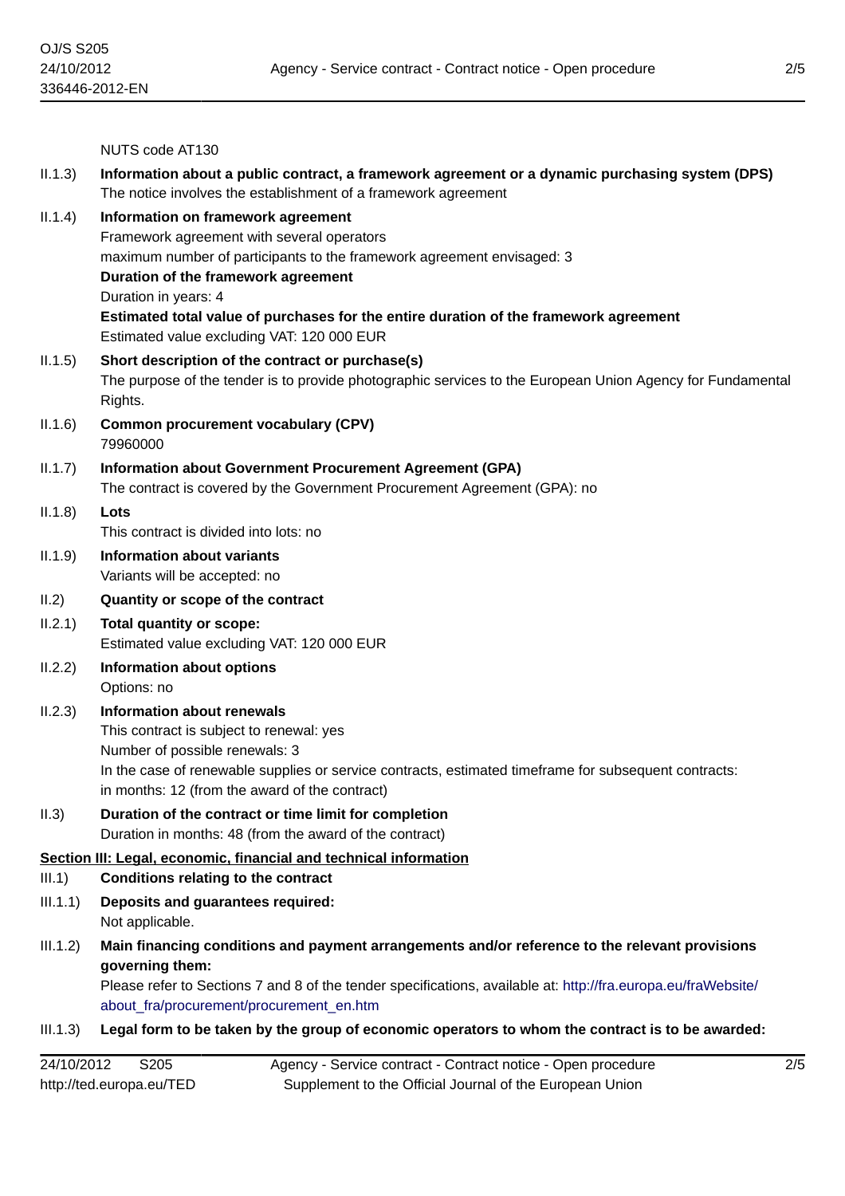NUTS code AT130

II.1.3) **Information about a public contract, a framework agreement or a dynamic purchasing system (DPS)**
The notice involves the establishment of a framework agreement

II.1.4) **Information on framework agreement**
Framework agreement with several operators
maximum number of participants to the framework agreement envisaged: 3
**Duration of the framework agreement**
Duration in years: 4
**Estimated total value of purchases for the entire duration of the framework agreement**
Estimated value excluding VAT: 120 000 EUR

II.1.5) **Short description of the contract or purchase(s)**
The purpose of the tender is to provide photographic services to the European Union Agency for Fundamental Rights.

II.1.6) **Common procurement vocabulary (CPV)**
79960000

II.1.7) **Information about Government Procurement Agreement (GPA)**
The contract is covered by the Government Procurement Agreement (GPA): no

II.1.8) **Lots**
This contract is divided into lots: no

II.1.9) **Information about variants**
Variants will be accepted: no

II.2) **Quantity or scope of the contract**

II.2.1) **Total quantity or scope:**
Estimated value excluding VAT: 120 000 EUR

II.2.2) **Information about options**
Options: no

II.2.3) **Information about renewals**
This contract is subject to renewal: yes
Number of possible renewals: 3
In the case of renewable supplies or service contracts, estimated timeframe for subsequent contracts:
in months: 12 (from the award of the contract)

II.3) **Duration of the contract or time limit for completion**
Duration in months: 48 (from the award of the contract)

## Section III: Legal, economic, financial and technical information

III.1) **Conditions relating to the contract**

III.1.1) **Deposits and guarantees required:**
Not applicable.

III.1.2) **Main financing conditions and payment arrangements and/or reference to the relevant provisions governing them:**
Please refer to Sections 7 and 8 of the tender specifications, available at: http://fra.europa.eu/fraWebsite/about_fra/procurement/procurement_en.htm

III.1.3) **Legal form to be taken by the group of economic operators to whom the contract is to be awarded:**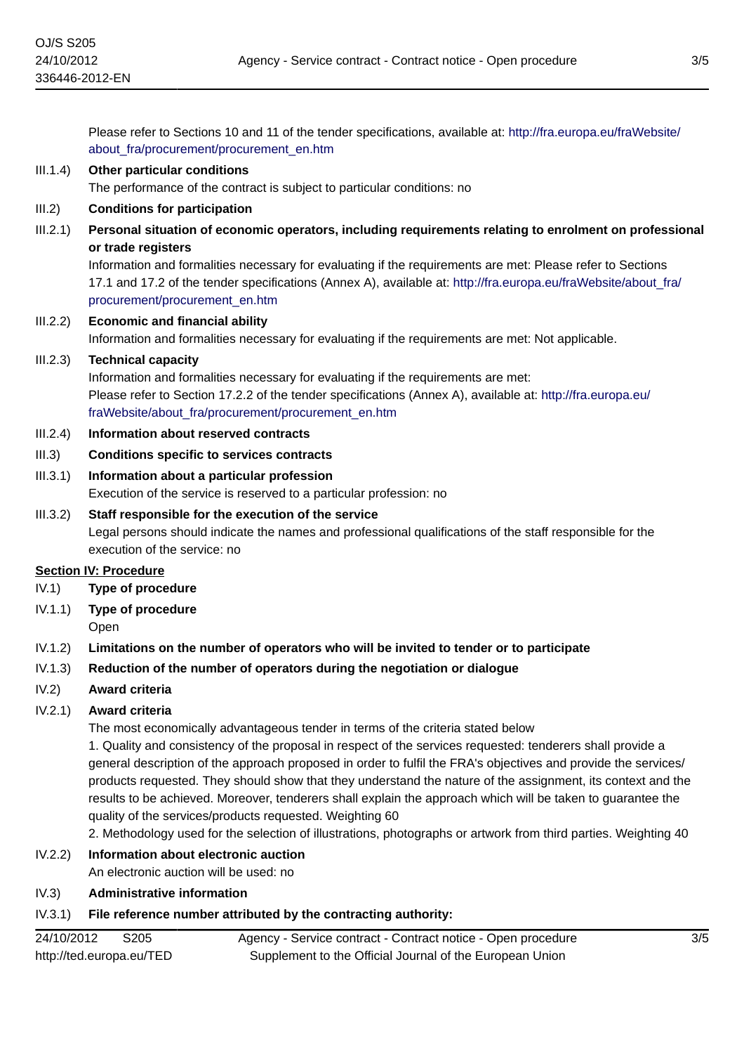Please refer to Sections 10 and 11 of the tender specifications, available at: http://fra.europa.eu/fraWebsite/about_fra/procurement/procurement_en.htm

III.1.4) **Other particular conditions**

The performance of the contract is subject to particular conditions: no

III.2) **Conditions for participation**

III.2.1) **Personal situation of economic operators, including requirements relating to enrolment on professional or trade registers**

Information and formalities necessary for evaluating if the requirements are met: Please refer to Sections 17.1 and 17.2 of the tender specifications (Annex A), available at: http://fra.europa.eu/fraWebsite/about_fra/procurement/procurement_en.htm

III.2.2) **Economic and financial ability**

Information and formalities necessary for evaluating if the requirements are met: Not applicable.

III.2.3) **Technical capacity**

Information and formalities necessary for evaluating if the requirements are met:
Please refer to Section 17.2.2 of the tender specifications (Annex A), available at: http://fra.europa.eu/fraWebsite/about_fra/procurement/procurement_en.htm

III.2.4) **Information about reserved contracts**

III.3) **Conditions specific to services contracts**

III.3.1) **Information about a particular profession**

Execution of the service is reserved to a particular profession: no

III.3.2) **Staff responsible for the execution of the service**

Legal persons should indicate the names and professional qualifications of the staff responsible for the execution of the service: no

## Section IV: Procedure

IV.1) **Type of procedure**

IV.1.1) **Type of procedure**

Open

IV.1.2) **Limitations on the number of operators who will be invited to tender or to participate**

IV.1.3) **Reduction of the number of operators during the negotiation or dialogue**

IV.2) **Award criteria**

IV.2.1) **Award criteria**

The most economically advantageous tender in terms of the criteria stated below

1. Quality and consistency of the proposal in respect of the services requested: tenderers shall provide a general description of the approach proposed in order to fulfil the FRA's objectives and provide the services/products requested. They should show that they understand the nature of the assignment, its context and the results to be achieved. Moreover, tenderers shall explain the approach which will be taken to guarantee the quality of the services/products requested. Weighting 60
2. Methodology used for the selection of illustrations, photographs or artwork from third parties. Weighting 40

IV.2.2) **Information about electronic auction**

An electronic auction will be used: no

IV.3) **Administrative information**

IV.3.1) **File reference number attributed by the contracting authority:**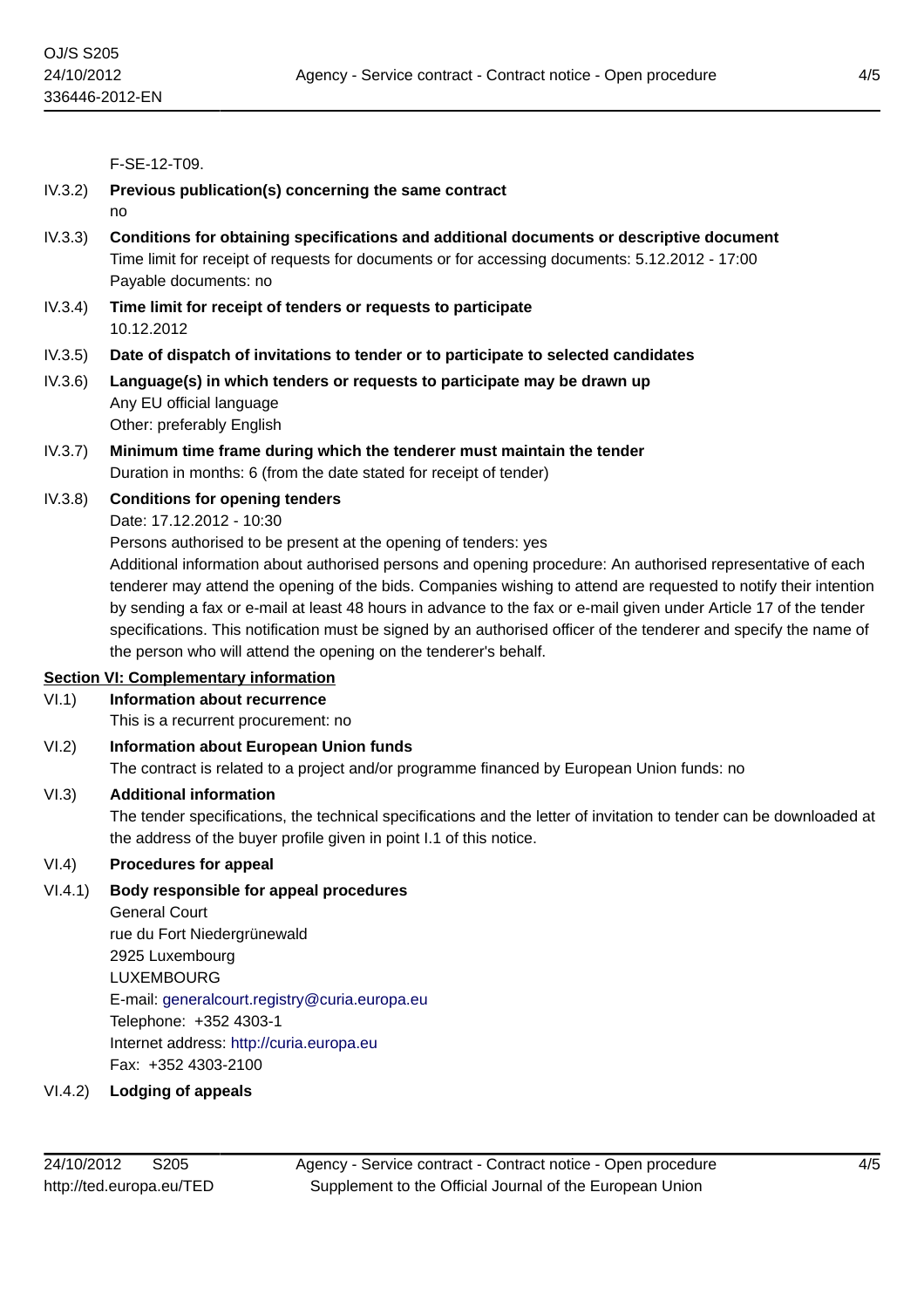F-SE-12-T09.

IV.3.2) **Previous publication(s) concerning the same contract**
no

IV.3.3) **Conditions for obtaining specifications and additional documents or descriptive document**
Time limit for receipt of requests for documents or for accessing documents: 5.12.2012 - 17:00
Payable documents: no

IV.3.4) **Time limit for receipt of tenders or requests to participate**
10.12.2012

IV.3.5) **Date of dispatch of invitations to tender or to participate to selected candidates**

IV.3.6) **Language(s) in which tenders or requests to participate may be drawn up**
Any EU official language
Other: preferably English

IV.3.7) **Minimum time frame during which the tenderer must maintain the tender**
Duration in months: 6 (from the date stated for receipt of tender)

IV.3.8) **Conditions for opening tenders**
Date: 17.12.2012 - 10:30
Persons authorised to be present at the opening of tenders: yes
Additional information about authorised persons and opening procedure: An authorised representative of each tenderer may attend the opening of the bids. Companies wishing to attend are requested to notify their intention by sending a fax or e-mail at least 48 hours in advance to the fax or e-mail given under Article 17 of the tender specifications. This notification must be signed by an authorised officer of the tenderer and specify the name of the person who will attend the opening on the tenderer's behalf.

## Section VI: Complementary information

VI.1) **Information about recurrence**
This is a recurrent procurement: no

VI.2) **Information about European Union funds**
The contract is related to a project and/or programme financed by European Union funds: no

VI.3) **Additional information**
The tender specifications, the technical specifications and the letter of invitation to tender can be downloaded at the address of the buyer profile given in point I.1 of this notice.

VI.4) **Procedures for appeal**

VI.4.1) **Body responsible for appeal procedures**
General Court
rue du Fort Niedergrünewald
2925 Luxembourg
LUXEMBOURG
E-mail: generalcourt.registry@curia.europa.eu
Telephone: +352 4303-1
Internet address: http://curia.europa.eu
Fax: +352 4303-2100

VI.4.2) **Lodging of appeals**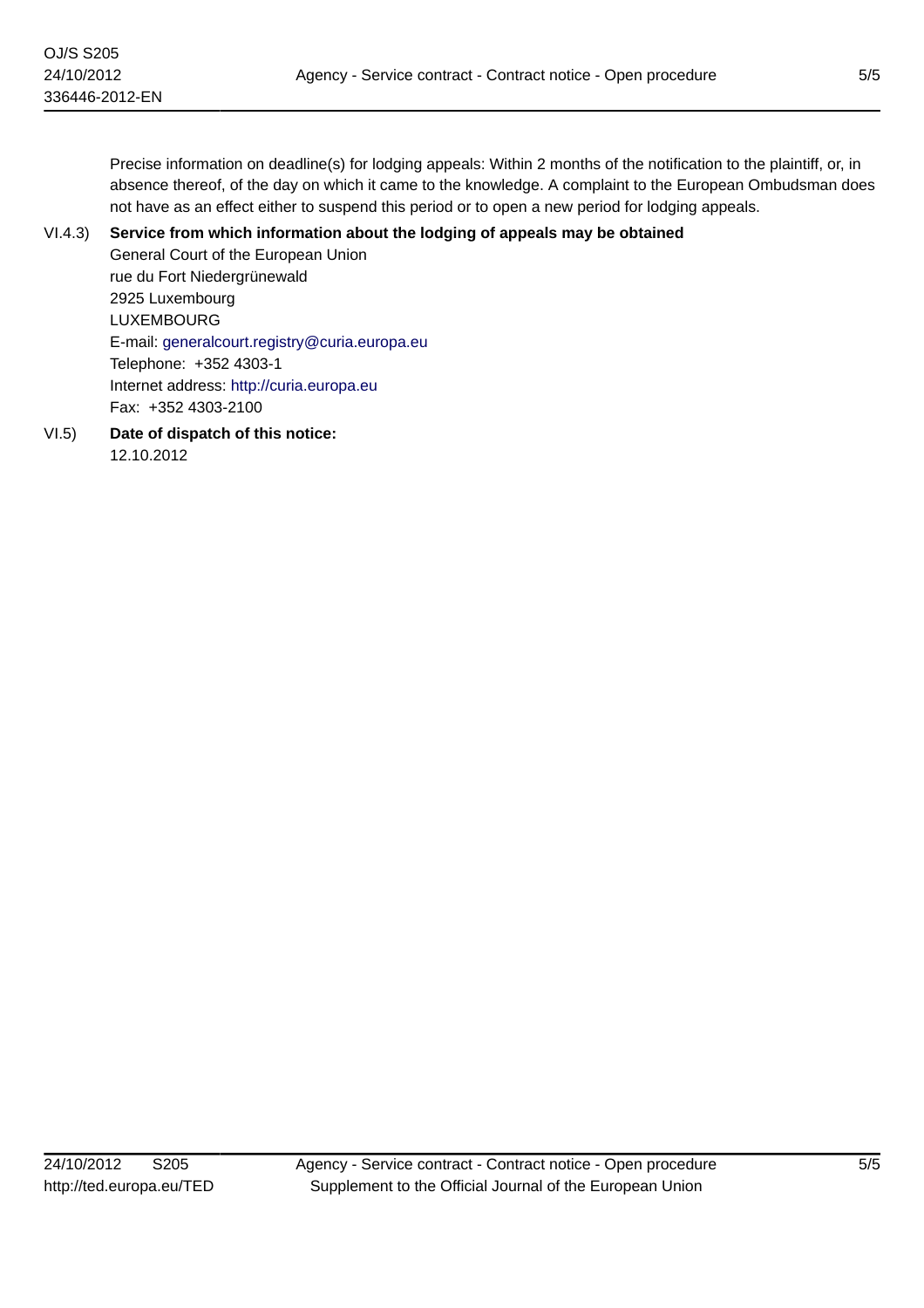Precise information on deadline(s) for lodging appeals: Within 2 months of the notification to the plaintiff, or, in absence thereof, of the day on which it came to the knowledge. A complaint to the European Ombudsman does not have as an effect either to suspend this period or to open a new period for lodging appeals.

VI.4.3) **Service from which information about the lodging of appeals may be obtained**

General Court of the European Union
rue du Fort Niedergrünewald
2925 Luxembourg
LUXEMBOURG
E-mail: generalcourt.registry@curia.europa.eu
Telephone: +352 4303-1
Internet address: http://curia.europa.eu
Fax: +352 4303-2100

VI.5) **Date of dispatch of this notice:**

12.10.2012